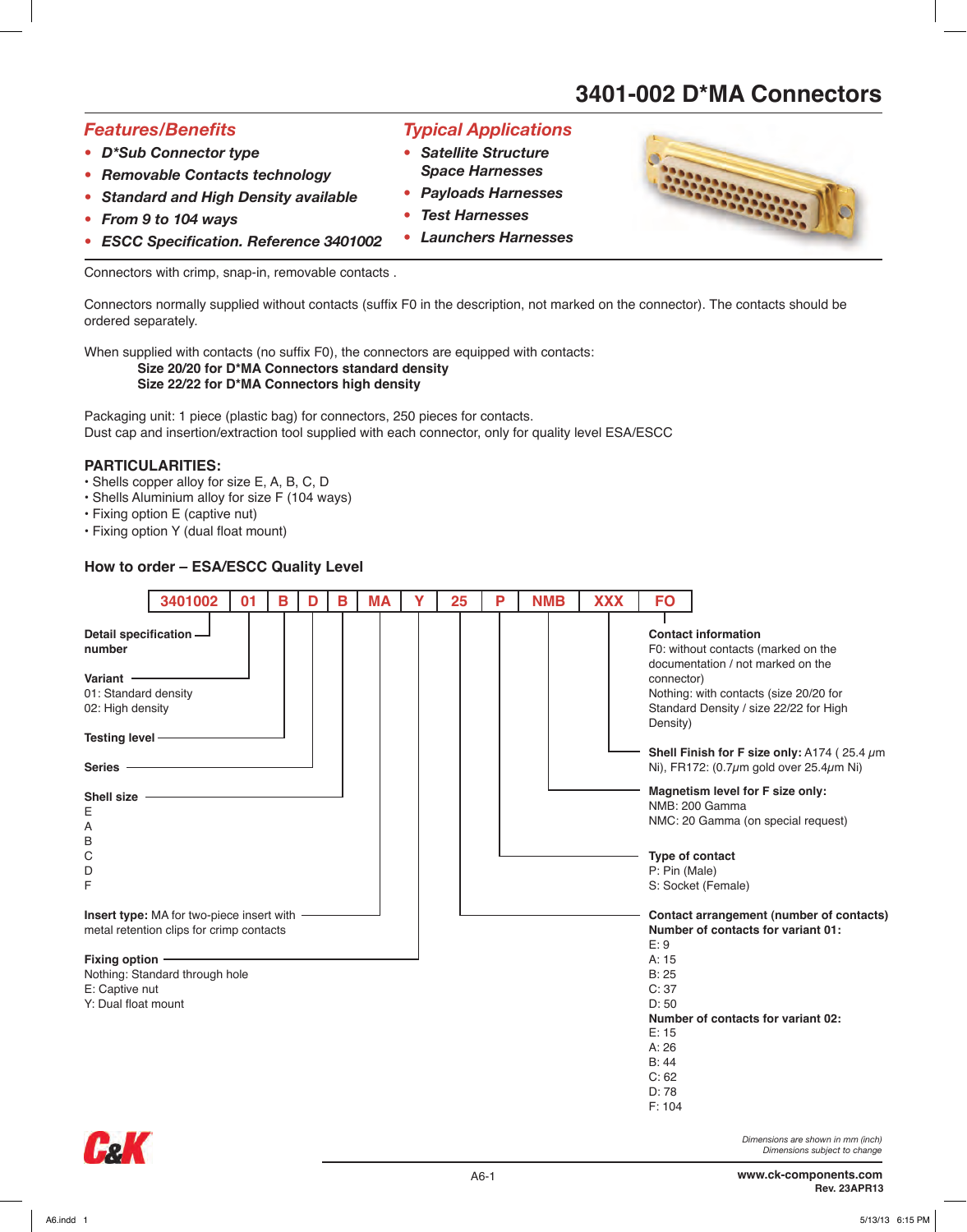# 3401-002 D*MA Connectors

## Features/Benefits

- *D*Sub Connector type*
- *Removable Contacts technology*
- *Standard and High Density available*
- *From 9 to 104 ways*
- *ESCC Specification. Reference 3401002*

## Typical Applications

- *Satellite Structure Space Harnesses*
- *Payloads Harnesses*
- *Test Harnesses*
- *Launchers Harnesses*

Connectors with crimp, snap-in, removable contacts .

Connectors normally supplied without contacts (suffix F0 in the description, not marked on the connector). The contacts should be ordered separately.

When supplied with contacts (no suffix F0), the connectors are equipped with contacts:

**Size 20/20 for D*MA Connectors standard density**
**Size 22/22 for D*MA Connectors high density**

Packaging unit: 1 piece (plastic bag) for connectors, 250 pieces for contacts.
Dust cap and insertion/extraction tool supplied with each connector, only for quality level ESA/ESCC

### PARTICULARITIES:

- Shells copper alloy for size E, A, B, C, D
- Shells Aluminium alloy for size F (104 ways)
- Fixing option E (captive nut)
- Fixing option Y (dual float mount)

### How to order – ESA/ESCC Quality Level

| 3401002 | 01 | B | D | B | MA | Y | 25 | P | NMB | XXX | FO |
|---|---|---|---|---|---|---|---|---|---|---|---|

**Detail specification number**

**Variant**
01: Standard density
02: High density

**Testing level**

**Series**

**Shell size**
E
A
B
C
D
F

**Insert type:** MA for two-piece insert with metal retention clips for crimp contacts

**Fixing option**
Nothing: Standard through hole
E: Captive nut
Y: Dual float mount

**Contact information**
F0: without contacts (marked on the documentation / not marked on the connector)
Nothing: with contacts (size 20/20 for Standard Density / size 22/22 for High Density)

**Shell Finish for F size only:** A174 ( 25.4 μm Ni), FR172: (0.7μm gold over 25.4μm Ni)

**Magnetism level for F size only:**
NMB: 200 Gamma
NMC: 20 Gamma (on special request)

**Type of contact**
P: Pin (Male)
S: Socket (Female)

**Contact arrangement (number of contacts)**
**Number of contacts for variant 01:**
E: 9
A: 15
B: 25
C: 37
D: 50
**Number of contacts for variant 02:**
E: 15
A: 26
B: 44
C: 62
D: 78
F: 104

*Dimensions are shown in mm (inch)*
*Dimensions subject to change*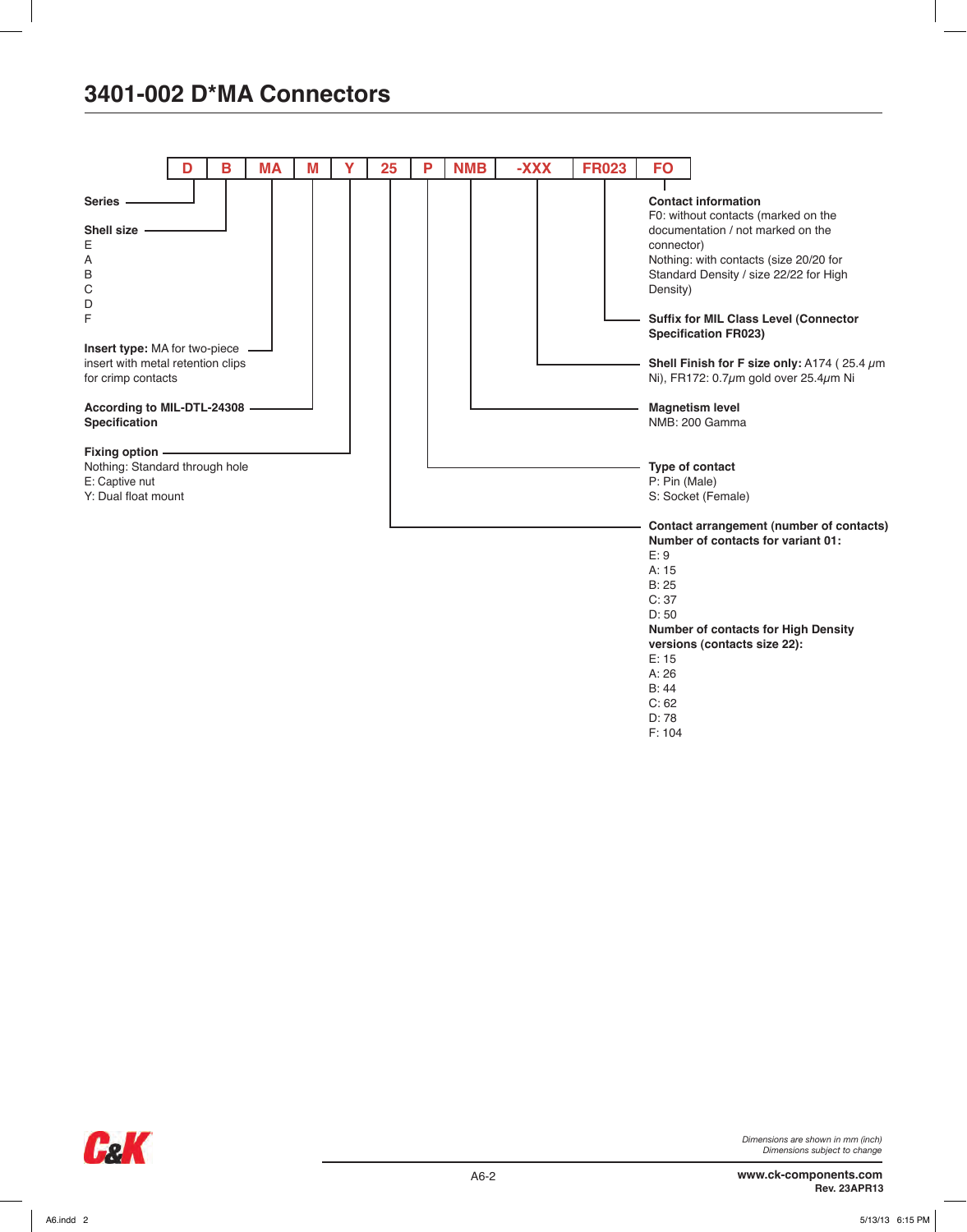# 3401-002 D*MA Connectors

| D | B | MA | M | Y | 25 | P | NMB | -XXX | FR023 | FO |
|---|---|---|---|---|---|---|---|---|---|---|

**Series**

**Shell size**
E
A
B
C
D
F

**Insert type:** MA for two-piece insert with metal retention clips for crimp contacts

**According to MIL-DTL-24308 Specification**

**Fixing option**
Nothing: Standard through hole
E: Captive nut
Y: Dual float mount

**Contact information**
F0: without contacts (marked on the documentation / not marked on the connector)
Nothing: with contacts (size 20/20 for Standard Density / size 22/22 for High Density)

**Suffix for MIL Class Level (Connector Specification FR023)**

**Shell Finish for F size only:** A174 ( 25.4 μm Ni), FR172: 0.7μm gold over 25.4μm Ni

**Magnetism level**
NMB: 200 Gamma

**Type of contact**
P: Pin (Male)
S: Socket (Female)

**Contact arrangement (number of contacts)**
**Number of contacts for variant 01:**
E: 9
A: 15
B: 25
C: 37
D: 50
**Number of contacts for High Density versions (contacts size 22):**
E: 15
A: 26
B: 44
C: 62
D: 78
F: 104

*Dimensions are shown in mm (inch)*
*Dimensions subject to change*

**www.ck-components.com**
**Rev. 23APR13**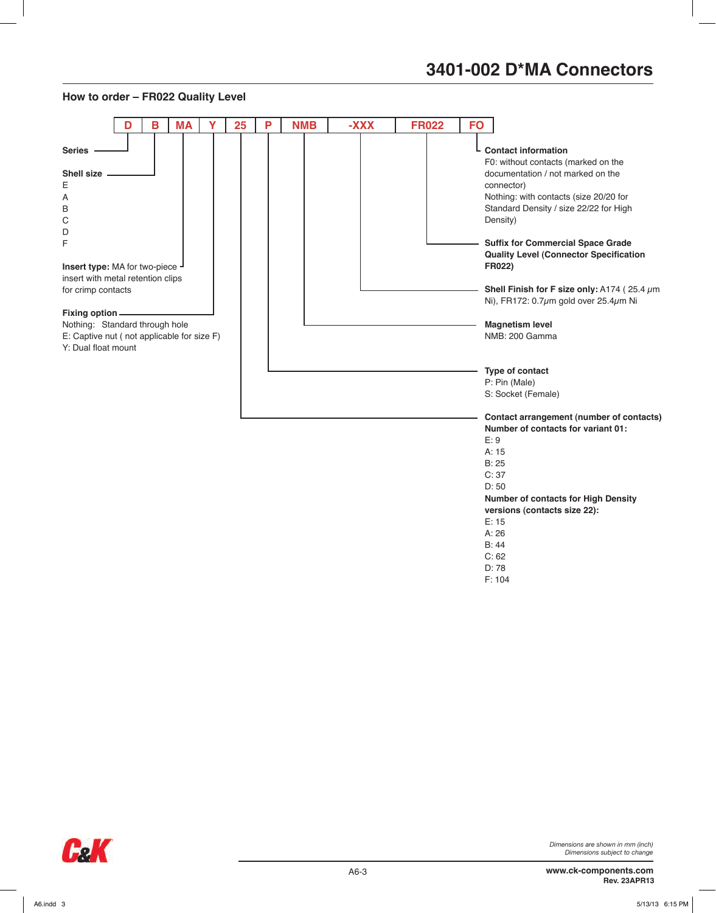# 3401-002 D*MA Connectors

## How to order – FR022 Quality Level

| D | B | MA | Y | 25 | P | NMB | -XXX | FR022 | FO |
|---|---|---|---|---|---|---|---|---|---|

**Series**

**Shell size**
E
A
B
C
D
F

**Insert type:** MA for two-piece insert with metal retention clips for crimp contacts

**Fixing option**
Nothing: Standard through hole
E: Captive nut ( not applicable for size F)
Y: Dual float mount

**Contact information**
F0: without contacts (marked on the documentation / not marked on the connector)
Nothing: with contacts (size 20/20 for Standard Density / size 22/22 for High Density)

**Suffix for Commercial Space Grade Quality Level (Connector Specification FR022)**

**Shell Finish for F size only:** A174 ( 25.4 μm Ni), FR172: 0.7μm gold over 25.4μm Ni

**Magnetism level**
NMB: 200 Gamma

**Type of contact**
P: Pin (Male)
S: Socket (Female)

**Contact arrangement (number of contacts)**
**Number of contacts for variant 01:**
E: 9
A: 15
B: 25
C: 37
D: 50
**Number of contacts for High Density versions (contacts size 22):**
E: 15
A: 26
B: 44
C: 62
D: 78
F: 104

*Dimensions are shown in mm (inch)*
*Dimensions subject to change*

**www.ck-components.com**
**Rev. 23APR13**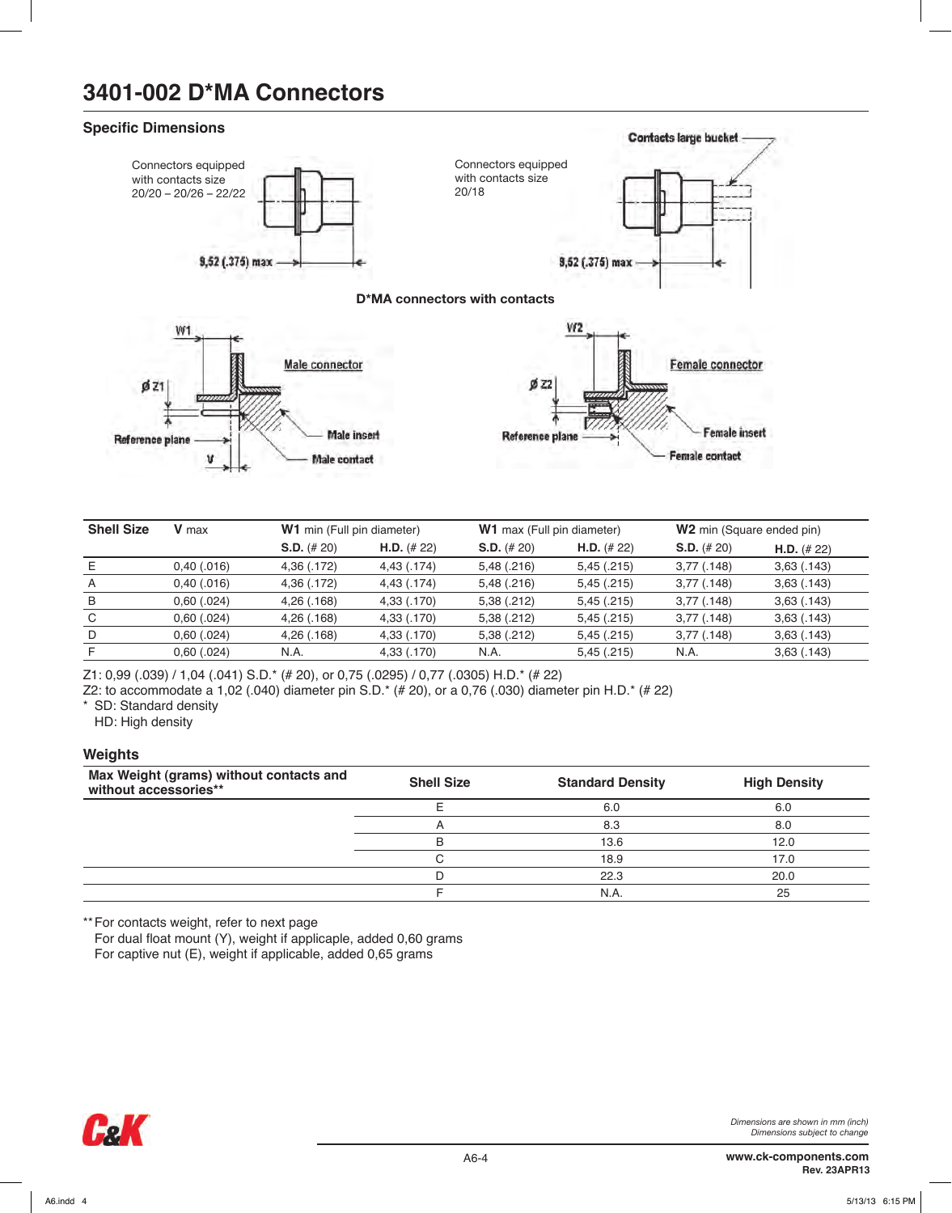# 3401-002 D*MA Connectors

## Specific Dimensions

Connectors equipped with contacts size 20/20 – 20/26 – 22/22

9,52 (.375) max

Connectors equipped with contacts size 20/18

Contacts large bucket

9,52 (.375) max

**D*MA connectors with contacts**

W1

ø Z1

Male connector

Reference plane

Male insert

V

Male contact

W2

ø Z2

Female connector

Reference plane

Female insert

Female contact

| Shell Size | V max | W1 min (Full pin diameter) | | W1 max (Full pin diameter) | | W2 min (Square ended pin) | |
|---|---|---|---|---|---|---|---|
| | | **S.D.** (# 20) | **H.D.** (# 22) | **S.D.** (# 20) | **H.D.** (# 22) | **S.D.** (# 20) | **H.D.** (# 22) |
| E | 0,40 (.016) | 4,36 (.172) | 4,43 (.174) | 5,48 (.216) | 5,45 (.215) | 3,77 (.148) | 3,63 (.143) |
| A | 0,40 (.016) | 4,36 (.172) | 4,43 (.174) | 5,48 (.216) | 5,45 (.215) | 3,77 (.148) | 3,63 (.143) |
| B | 0,60 (.024) | 4,26 (.168) | 4,33 (.170) | 5,38 (.212) | 5,45 (.215) | 3,77 (.148) | 3,63 (.143) |
| C | 0,60 (.024) | 4,26 (.168) | 4,33 (.170) | 5,38 (.212) | 5,45 (.215) | 3,77 (.148) | 3,63 (.143) |
| D | 0,60 (.024) | 4,26 (.168) | 4,33 (.170) | 5,38 (.212) | 5,45 (.215) | 3,77 (.148) | 3,63 (.143) |
| F | 0,60 (.024) | N.A. | 4,33 (.170) | N.A. | 5,45 (.215) | N.A. | 3,63 (.143) |

Z1: 0,99 (.039) / 1,04 (.041) S.D.* (# 20), or 0,75 (.0295) / 0,77 (.0305) H.D.* (# 22)
Z2: to accommodate a 1,02 (.040) diameter pin S.D.* (# 20), or a 0,76 (.030) diameter pin H.D.* (# 22)
\* SD: Standard density
HD: High density

## Weights

| Max Weight (grams) without contacts and without accessories** | Shell Size | Standard Density | High Density |
|---|---|---|---|
| | E | 6.0 | 6.0 |
| | A | 8.3 | 8.0 |
| | B | 13.6 | 12.0 |
| | C | 18.9 | 17.0 |
| | D | 22.3 | 20.0 |
| | F | N.A. | 25 |

** For contacts weight, refer to next page
For dual float mount (Y), weight if applicable, added 0,60 grams
For captive nut (E), weight if applicable, added 0,65 grams

*Dimensions are shown in mm (inch)*
*Dimensions subject to change*

www.ck-components.com
Rev. 23APR13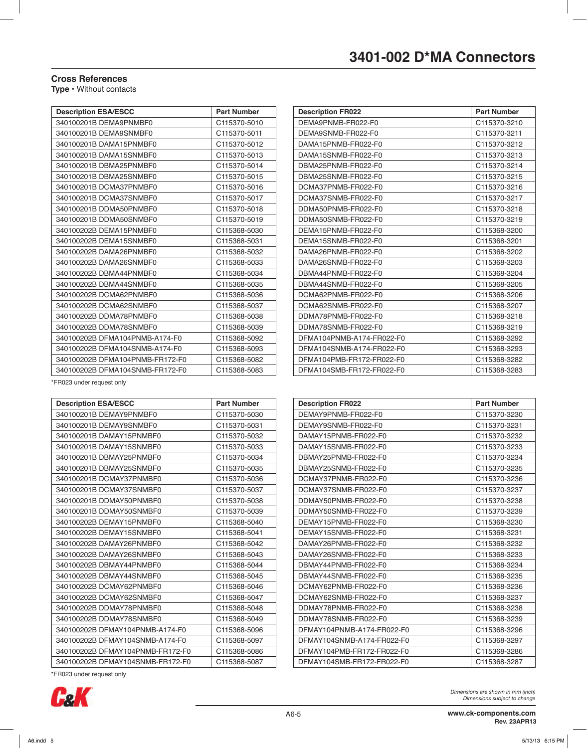# 3401-002 D*MA Connectors

## Cross References

**Type** • Without contacts

| Description ESA/ESCC | Part Number |
|---|---|
| 340100201B DEMA9PNMBF0 | C115370-5010 |
| 340100201B DEMA9SNMBF0 | C115370-5011 |
| 340100201B DAMA15PNMBF0 | C115370-5012 |
| 340100201B DAMA15SNMBF0 | C115370-5013 |
| 340100201B DBMA25PNMBF0 | C115370-5014 |
| 340100201B DBMA25SNMBF0 | C115370-5015 |
| 340100201B DCMA37PNMBF0 | C115370-5016 |
| 340100201B DCMA37SNMBF0 | C115370-5017 |
| 340100201B DDMA50PNMBF0 | C115370-5018 |
| 340100201B DDMA50SNMBF0 | C115370-5019 |
| 340100202B DEMA15PNMBF0 | C115368-5030 |
| 340100202B DEMA15SNMBF0 | C115368-5031 |
| 340100202B DAMA26PNMBF0 | C115368-5032 |
| 340100202B DAMA26SNMBF0 | C115368-5033 |
| 340100202B DBMA44PNMBF0 | C115368-5034 |
| 340100202B DBMA44SNMBF0 | C115368-5035 |
| 340100202B DCMA62PNMBF0 | C115368-5036 |
| 340100202B DCMA62SNMBF0 | C115368-5037 |
| 340100202B DDMA78PNMBF0 | C115368-5038 |
| 340100202B DDMA78SNMBF0 | C115368-5039 |
| 340100202B DFMA104PNMB-A174-F0 | C115368-5092 |
| 340100202B DFMA104SNMB-A174-F0 | C115368-5093 |
| 340100202B DFMA104PNMB-FR172-F0 | C115368-5082 |
| 340100202B DFMA104SNMB-FR172-F0 | C115368-5083 |

| Description FR022 | Part Number |
|---|---|
| DEMA9PNMB-FR022-F0 | C115370-3210 |
| DEMA9SNMB-FR022-F0 | C115370-3211 |
| DAMA15PNMB-FR022-F0 | C115370-3212 |
| DAMA15SNMB-FR022-F0 | C115370-3213 |
| DBMA25PNMB-FR022-F0 | C115370-3214 |
| DBMA25SNMB-FR022-F0 | C115370-3215 |
| DCMA37PNMB-FR022-F0 | C115370-3216 |
| DCMA37SNMB-FR022-F0 | C115370-3217 |
| DDMA50PNMB-FR022-F0 | C115370-3218 |
| DDMA50SNMB-FR022-F0 | C115370-3219 |
| DEMA15PNMB-FR022-F0 | C115368-3200 |
| DEMA15SNMB-FR022-F0 | C115368-3201 |
| DAMA26PNMB-FR022-F0 | C115368-3202 |
| DAMA26SNMB-FR022-F0 | C115368-3203 |
| DBMA44PNMB-FR022-F0 | C115368-3204 |
| DBMA44SNMB-FR022-F0 | C115368-3205 |
| DCMA62PNMB-FR022-F0 | C115368-3206 |
| DCMA62SNMB-FR022-F0 | C115368-3207 |
| DDMA78PNMB-FR022-F0 | C115368-3218 |
| DDMA78SNMB-FR022-F0 | C115368-3219 |
| DFMA104PNMB-A174-FR022-F0 | C115368-3292 |
| DFMA104SNMB-A174-FR022-F0 | C115368-3293 |
| DFMA104PMB-FR172-FR022-F0 | C115368-3282 |
| DFMA104SMB-FR172-FR022-F0 | C115368-3283 |

*FR023 under request only

| Description ESA/ESCC | Part Number |
|---|---|
| 340100201B DEMAY9PNMBF0 | C115370-5030 |
| 340100201B DEMAY9SNMBF0 | C115370-5031 |
| 340100201B DAMAY15PNMBF0 | C115370-5032 |
| 340100201B DAMAY15SNMBF0 | C115370-5033 |
| 340100201B DBMAY25PNMBF0 | C115370-5034 |
| 340100201B DBMAY25SNMBF0 | C115370-5035 |
| 340100201B DCMAY37PNMBF0 | C115370-5036 |
| 340100201B DCMAY37SNMBF0 | C115370-5037 |
| 340100201B DDMAY50PNMBF0 | C115370-5038 |
| 340100201B DDMAY50SNMBF0 | C115370-5039 |
| 340100202B DEMAY15PNMBF0 | C115368-5040 |
| 340100202B DEMAY15SNMBF0 | C115368-5041 |
| 340100202B DAMAY26PNMBF0 | C115368-5042 |
| 340100202B DAMAY26SNMBF0 | C115368-5043 |
| 340100202B DBMAY44PNMBF0 | C115368-5044 |
| 340100202B DBMAY44SNMBF0 | C115368-5045 |
| 340100202B DCMAY62PNMBF0 | C115368-5046 |
| 340100202B DCMAY62SNMBF0 | C115368-5047 |
| 340100202B DDMAY78PNMBF0 | C115368-5048 |
| 340100202B DDMAY78SNMBF0 | C115368-5049 |
| 340100202B DFMAY104PNMB-A174-F0 | C115368-5096 |
| 340100202B DFMAY104SNMB-A174-F0 | C115368-5097 |
| 340100202B DFMAY104PNMB-FR172-F0 | C115368-5086 |
| 340100202B DFMAY104SNMB-FR172-F0 | C115368-5087 |

| Description FR022 | Part Number |
|---|---|
| DEMAY9PNMB-FR022-F0 | C115370-3230 |
| DEMAY9SNMB-FR022-F0 | C115370-3231 |
| DAMAY15PNMB-FR022-F0 | C115370-3232 |
| DAMAY15SNMB-FR022-F0 | C115370-3233 |
| DBMAY25PNMB-FR022-F0 | C115370-3234 |
| DBMAY25SNMB-FR022-F0 | C115370-3235 |
| DCMAY37PNMB-FR022-F0 | C115370-3236 |
| DCMAY37SNMB-FR022-F0 | C115370-3237 |
| DDMAY50PNMB-FR022-F0 | C115370-3238 |
| DDMAY50SNMB-FR022-F0 | C115370-3239 |
| DEMAY15PNMB-FR022-F0 | C115368-3230 |
| DEMAY15SNMB-FR022-F0 | C115368-3231 |
| DAMAY26PNMB-FR022-F0 | C115368-3232 |
| DAMAY26SNMB-FR022-F0 | C115368-3233 |
| DBMAY44PNMB-FR022-F0 | C115368-3234 |
| DBMAY44SNMB-FR022-F0 | C115368-3235 |
| DCMAY62PNMB-FR022-F0 | C115368-3236 |
| DCMAY62SNMB-FR022-F0 | C115368-3237 |
| DDMAY78PNMB-FR022-F0 | C115368-3238 |
| DDMAY78SNMB-FR022-F0 | C115368-3239 |
| DFMAY104PNMB-A174-FR022-F0 | C115368-3296 |
| DFMAY104SNMB-A174-FR022-F0 | C115368-3297 |
| DFMAY104PMB-FR172-FR022-F0 | C115368-3286 |
| DFMAY104SMB-FR172-FR022-F0 | C115368-3287 |

*FR023 under request only

*Dimensions are shown in mm (inch)*
*Dimensions subject to change*

www.ck-components.com
Rev. 23APR13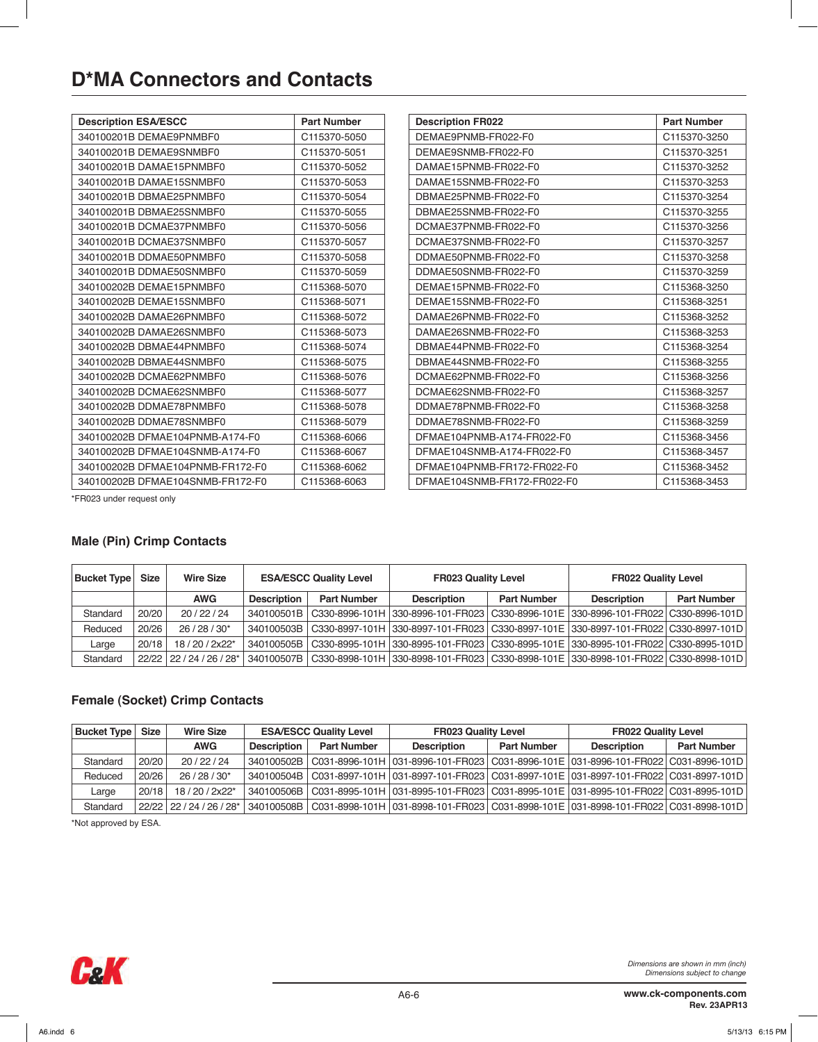# D*MA Connectors and Contacts

| Description ESA/ESCC | Part Number |
|---|---|
| 340100201B DEMAE9PNMBF0 | C115370-5050 |
| 340100201B DEMAE9SNMBF0 | C115370-5051 |
| 340100201B DAMAE15PNMBF0 | C115370-5052 |
| 340100201B DAMAE15SNMBF0 | C115370-5053 |
| 340100201B DBMAE25PNMBF0 | C115370-5054 |
| 340100201B DBMAE25SNMBF0 | C115370-5055 |
| 340100201B DCMAE37PNMBF0 | C115370-5056 |
| 340100201B DCMAE37SNMBF0 | C115370-5057 |
| 340100201B DDMAE50PNMBF0 | C115370-5058 |
| 340100201B DDMAE50SNMBF0 | C115370-5059 |
| 340100202B DEMAE15PNMBF0 | C115368-5070 |
| 340100202B DEMAE15SNMBF0 | C115368-5071 |
| 340100202B DAMAE26PNMBF0 | C115368-5072 |
| 340100202B DAMAE26SNMBF0 | C115368-5073 |
| 340100202B DBMAE44PNMBF0 | C115368-5074 |
| 340100202B DBMAE44SNMBF0 | C115368-5075 |
| 340100202B DCMAE62PNMBF0 | C115368-5076 |
| 340100202B DCMAE62SNMBF0 | C115368-5077 |
| 340100202B DDMAE78PNMBF0 | C115368-5078 |
| 340100202B DDMAE78SNMBF0 | C115368-5079 |
| 340100202B DFMAE104PNMB-A174-F0 | C115368-6066 |
| 340100202B DFMAE104SNMB-A174-F0 | C115368-6067 |
| 340100202B DFMAE104PNMB-FR172-F0 | C115368-6062 |
| 340100202B DFMAE104SNMB-FR172-F0 | C115368-6063 |

| Description FR022 | Part Number |
|---|---|
| DEMAE9PNMB-FR022-F0 | C115370-3250 |
| DEMAE9SNMB-FR022-F0 | C115370-3251 |
| DAMAE15PNMB-FR022-F0 | C115370-3252 |
| DAMAE15SNMB-FR022-F0 | C115370-3253 |
| DBMAE25PNMB-FR022-F0 | C115370-3254 |
| DBMAE25SNMB-FR022-F0 | C115370-3255 |
| DCMAE37PNMB-FR022-F0 | C115370-3256 |
| DCMAE37SNMB-FR022-F0 | C115370-3257 |
| DDMAE50PNMB-FR022-F0 | C115370-3258 |
| DDMAE50SNMB-FR022-F0 | C115370-3259 |
| DEMAE15PNMB-FR022-F0 | C115368-3250 |
| DEMAE15SNMB-FR022-F0 | C115368-3251 |
| DAMAE26PNMB-FR022-F0 | C115368-3252 |
| DAMAE26SNMB-FR022-F0 | C115368-3253 |
| DBMAE44PNMB-FR022-F0 | C115368-3254 |
| DBMAE44SNMB-FR022-F0 | C115368-3255 |
| DCMAE62PNMB-FR022-F0 | C115368-3256 |
| DCMAE62SNMB-FR022-F0 | C115368-3257 |
| DDMAE78PNMB-FR022-F0 | C115368-3258 |
| DDMAE78SNMB-FR022-F0 | C115368-3259 |
| DFMAE104PNMB-A174-FR022-F0 | C115368-3456 |
| DFMAE104SNMB-A174-FR022-F0 | C115368-3457 |
| DFMAE104PNMB-FR172-FR022-F0 | C115368-3452 |
| DFMAE104SNMB-FR172-FR022-F0 | C115368-3453 |

*FR023 under request only

## Male (Pin) Crimp Contacts

| Bucket Type | Size | Wire Size | ESA/ESCC Quality Level | | FR023 Quality Level | | FR022 Quality Level | |
|---|---|---|---|---|---|---|---|---|
| | | AWG | Description | Part Number | Description | Part Number | Description | Part Number |
| Standard | 20/20 | 20 / 22 / 24 | 340100501B | C330-8996-101H | 330-8996-101-FR023 | C330-8996-101E | 330-8996-101-FR022 | C330-8996-101D |
| Reduced | 20/26 | 26 / 28 / 30* | 340100503B | C330-8997-101H | 330-8997-101-FR023 | C330-8997-101E | 330-8997-101-FR022 | C330-8997-101D |
| Large | 20/18 | 18 / 20 / 2x22* | 340100505B | C330-8995-101H | 330-8995-101-FR023 | C330-8995-101E | 330-8995-101-FR022 | C330-8995-101D |
| Standard | 22/22 | 22 / 24 / 26 / 28* | 340100507B | C330-8998-101H | 330-8998-101-FR023 | C330-8998-101E | 330-8998-101-FR022 | C330-8998-101D |

## Female (Socket) Crimp Contacts

| Bucket Type | Size | Wire Size | ESA/ESCC Quality Level | | FR023 Quality Level | | FR022 Quality Level | |
|---|---|---|---|---|---|---|---|---|
| | | AWG | Description | Part Number | Description | Part Number | Description | Part Number |
| Standard | 20/20 | 20 / 22 / 24 | 340100502B | C031-8996-101H | 031-8996-101-FR023 | C031-8996-101E | 031-8996-101-FR022 | C031-8996-101D |
| Reduced | 20/26 | 26 / 28 / 30* | 340100504B | C031-8997-101H | 031-8997-101-FR023 | C031-8997-101E | 031-8997-101-FR022 | C031-8997-101D |
| Large | 20/18 | 18 / 20 / 2x22* | 340100506B | C031-8995-101H | 031-8995-101-FR023 | C031-8995-101E | 031-8995-101-FR022 | C031-8995-101D |
| Standard | 22/22 | 22 / 24 / 26 / 28* | 340100508B | C031-8998-101H | 031-8998-101-FR023 | C031-8998-101E | 031-8998-101-FR022 | C031-8998-101D |

*Not approved by ESA.

*Dimensions are shown in mm (inch)*
*Dimensions subject to change*

www.ck-components.com
Rev. 23APR13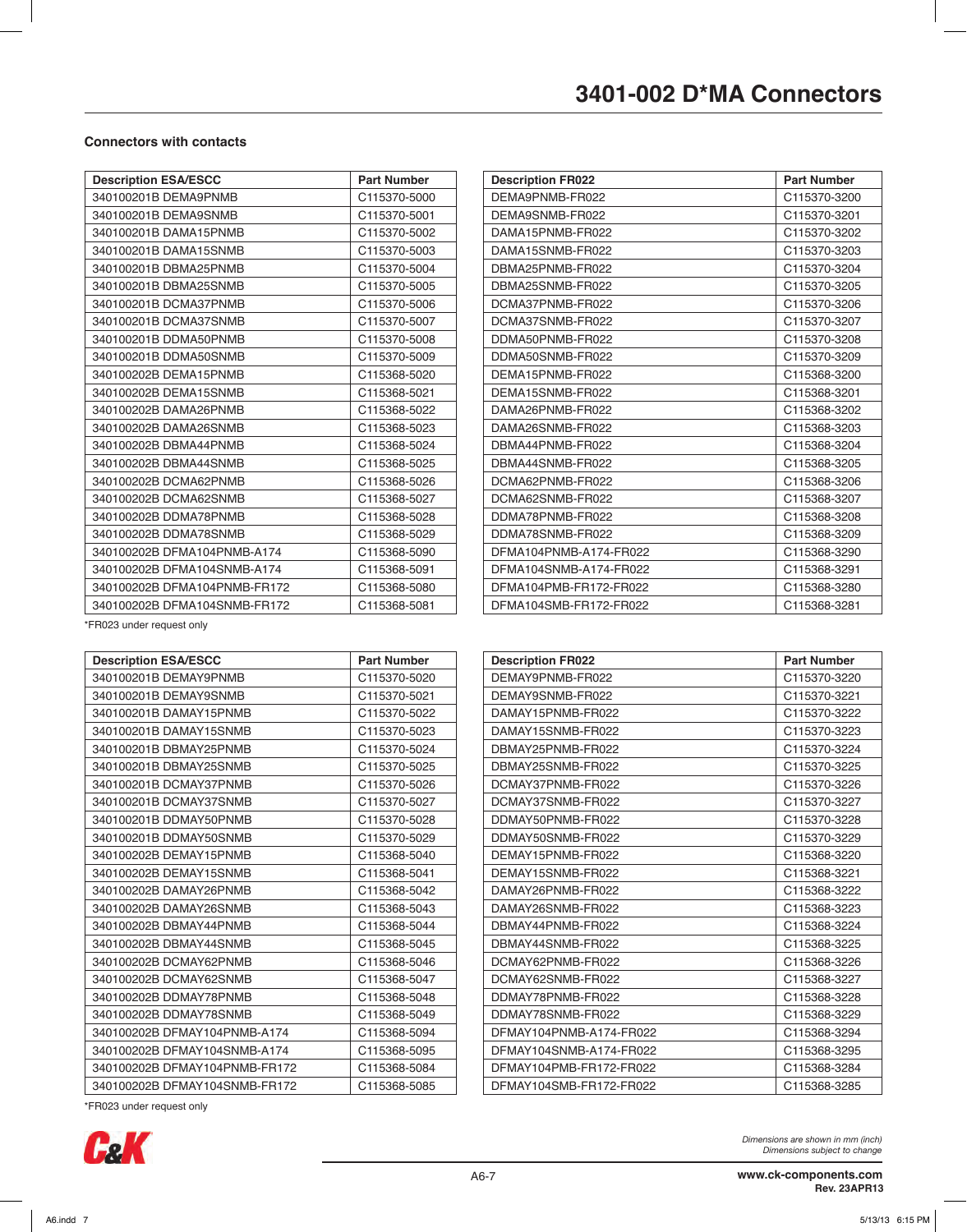# 3401-002 D*MA Connectors

**Connectors with contacts**

| Description ESA/ESCC | Part Number |
|---|---|
| 340100201B DEMA9PNMB | C115370-5000 |
| 340100201B DEMA9SNMB | C115370-5001 |
| 340100201B DAMA15PNMB | C115370-5002 |
| 340100201B DAMA15SNMB | C115370-5003 |
| 340100201B DBMA25PNMB | C115370-5004 |
| 340100201B DBMA25SNMB | C115370-5005 |
| 340100201B DCMA37PNMB | C115370-5006 |
| 340100201B DCMA37SNMB | C115370-5007 |
| 340100201B DDMA50PNMB | C115370-5008 |
| 340100201B DDMA50SNMB | C115370-5009 |
| 340100202B DEMA15PNMB | C115368-5020 |
| 340100202B DEMA15SNMB | C115368-5021 |
| 340100202B DAMA26PNMB | C115368-5022 |
| 340100202B DAMA26SNMB | C115368-5023 |
| 340100202B DBMA44PNMB | C115368-5024 |
| 340100202B DBMA44SNMB | C115368-5025 |
| 340100202B DCMA62PNMB | C115368-5026 |
| 340100202B DCMA62SNMB | C115368-5027 |
| 340100202B DDMA78PNMB | C115368-5028 |
| 340100202B DDMA78SNMB | C115368-5029 |
| 340100202B DFMA104PNMB-A174 | C115368-5090 |
| 340100202B DFMA104SNMB-A174 | C115368-5091 |
| 340100202B DFMA104PNMB-FR172 | C115368-5080 |
| 340100202B DFMA104SNMB-FR172 | C115368-5081 |

| Description FR022 | Part Number |
|---|---|
| DEMA9PNMB-FR022 | C115370-3200 |
| DEMA9SNMB-FR022 | C115370-3201 |
| DAMA15PNMB-FR022 | C115370-3202 |
| DAMA15SNMB-FR022 | C115370-3203 |
| DBMA25PNMB-FR022 | C115370-3204 |
| DBMA25SNMB-FR022 | C115370-3205 |
| DCMA37PNMB-FR022 | C115370-3206 |
| DCMA37SNMB-FR022 | C115370-3207 |
| DDMA50PNMB-FR022 | C115370-3208 |
| DDMA50SNMB-FR022 | C115370-3209 |
| DEMA15PNMB-FR022 | C115368-3200 |
| DEMA15SNMB-FR022 | C115368-3201 |
| DAMA26PNMB-FR022 | C115368-3202 |
| DAMA26SNMB-FR022 | C115368-3203 |
| DBMA44PNMB-FR022 | C115368-3204 |
| DBMA44SNMB-FR022 | C115368-3205 |
| DCMA62PNMB-FR022 | C115368-3206 |
| DCMA62SNMB-FR022 | C115368-3207 |
| DDMA78PNMB-FR022 | C115368-3208 |
| DDMA78SNMB-FR022 | C115368-3209 |
| DFMA104PNMB-A174-FR022 | C115368-3290 |
| DFMA104SNMB-A174-FR022 | C115368-3291 |
| DFMA104PMB-FR172-FR022 | C115368-3280 |
| DFMA104SMB-FR172-FR022 | C115368-3281 |

*FR023 under request only

| Description ESA/ESCC | Part Number |
|---|---|
| 340100201B DEMAY9PNMB | C115370-5020 |
| 340100201B DEMAY9SNMB | C115370-5021 |
| 340100201B DAMAY15PNMB | C115370-5022 |
| 340100201B DAMAY15SNMB | C115370-5023 |
| 340100201B DBMAY25PNMB | C115370-5024 |
| 340100201B DBMAY25SNMB | C115370-5025 |
| 340100201B DCMAY37PNMB | C115370-5026 |
| 340100201B DCMAY37SNMB | C115370-5027 |
| 340100201B DDMAY50PNMB | C115370-5028 |
| 340100201B DDMAY50SNMB | C115370-5029 |
| 340100202B DEMAY15PNMB | C115368-5040 |
| 340100202B DEMAY15SNMB | C115368-5041 |
| 340100202B DAMAY26PNMB | C115368-5042 |
| 340100202B DAMAY26SNMB | C115368-5043 |
| 340100202B DBMAY44PNMB | C115368-5044 |
| 340100202B DBMAY44SNMB | C115368-5045 |
| 340100202B DCMAY62PNMB | C115368-5046 |
| 340100202B DCMAY62SNMB | C115368-5047 |
| 340100202B DDMAY78PNMB | C115368-5048 |
| 340100202B DDMAY78SNMB | C115368-5049 |
| 340100202B DFMAY104PNMB-A174 | C115368-5094 |
| 340100202B DFMAY104SNMB-A174 | C115368-5095 |
| 340100202B DFMAY104PNMB-FR172 | C115368-5084 |
| 340100202B DFMAY104SNMB-FR172 | C115368-5085 |

| Description FR022 | Part Number |
|---|---|
| DEMAY9PNMB-FR022 | C115370-3220 |
| DEMAY9SNMB-FR022 | C115370-3221 |
| DAMAY15PNMB-FR022 | C115370-3222 |
| DAMAY15SNMB-FR022 | C115370-3223 |
| DBMAY25PNMB-FR022 | C115370-3224 |
| DBMAY25SNMB-FR022 | C115370-3225 |
| DCMAY37PNMB-FR022 | C115370-3226 |
| DCMAY37SNMB-FR022 | C115370-3227 |
| DDMAY50PNMB-FR022 | C115370-3228 |
| DDMAY50SNMB-FR022 | C115370-3229 |
| DEMAY15PNMB-FR022 | C115368-3220 |
| DEMAY15SNMB-FR022 | C115368-3221 |
| DAMAY26PNMB-FR022 | C115368-3222 |
| DAMAY26SNMB-FR022 | C115368-3223 |
| DBMAY44PNMB-FR022 | C115368-3224 |
| DBMAY44SNMB-FR022 | C115368-3225 |
| DCMAY62PNMB-FR022 | C115368-3226 |
| DCMAY62SNMB-FR022 | C115368-3227 |
| DDMAY78PNMB-FR022 | C115368-3228 |
| DDMAY78SNMB-FR022 | C115368-3229 |
| DFMAY104PNMB-A174-FR022 | C115368-3294 |
| DFMAY104SNMB-A174-FR022 | C115368-3295 |
| DFMAY104PMB-FR172-FR022 | C115368-3284 |
| DFMAY104SMB-FR172-FR022 | C115368-3285 |

*FR023 under request only

*Dimensions are shown in mm (inch)*
*Dimensions subject to change*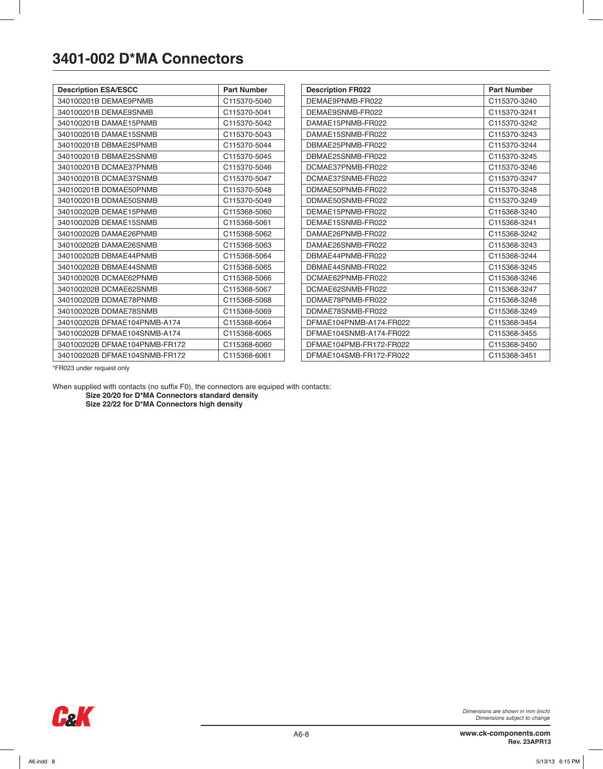# 3401-002 D*MA Connectors

| Description ESA/ESCC | Part Number |
|---|---|
| 340100201B DEMAE9PNMB | C115370-5040 |
| 340100201B DEMAE9SNMB | C115370-5041 |
| 340100201B DAMAE15PNMB | C115370-5042 |
| 340100201B DAMAE15SNMB | C115370-5043 |
| 340100201B DBMAE25PNMB | C115370-5044 |
| 340100201B DBMAE25SNMB | C115370-5045 |
| 340100201B DCMAE37PNMB | C115370-5046 |
| 340100201B DCMAE37SNMB | C115370-5047 |
| 340100201B DDMAE50PNMB | C115370-5048 |
| 340100201B DDMAE50SNMB | C115370-5049 |
| 340100202B DEMAE15PNMB | C115368-5060 |
| 340100202B DEMAE15SNMB | C115368-5061 |
| 340100202B DAMAE26PNMB | C115368-5062 |
| 340100202B DAMAE26SNMB | C115368-5063 |
| 340100202B DBMAE44PNMB | C115368-5064 |
| 340100202B DBMAE44SNMB | C115368-5065 |
| 340100202B DCMAE62PNMB | C115368-5066 |
| 340100202B DCMAE62SNMB | C115368-5067 |
| 340100202B DDMAE78PNMB | C115368-5068 |
| 340100202B DDMAE78SNMB | C115368-5069 |
| 340100202B DFMAE104PNMB-A174 | C115368-6064 |
| 340100202B DFMAE104SNMB-A174 | C115368-6065 |
| 340100202B DFMAE104PNMB-FR172 | C115368-6060 |
| 340100202B DFMAE104SNMB-FR172 | C115368-6061 |

| Description FR022 | Part Number |
|---|---|
| DEMAE9PNMB-FR022 | C115370-3240 |
| DEMAE9SNMB-FR022 | C115370-3241 |
| DAMAE15PNMB-FR022 | C115370-3242 |
| DAMAE15SNMB-FR022 | C115370-3243 |
| DBMAE25PNMB-FR022 | C115370-3244 |
| DBMAE25SNMB-FR022 | C115370-3245 |
| DCMAE37PNMB-FR022 | C115370-3246 |
| DCMAE37SNMB-FR022 | C115370-3247 |
| DDMAE50PNMB-FR022 | C115370-3248 |
| DDMAE50SNMB-FR022 | C115370-3249 |
| DEMAE15PNMB-FR022 | C115368-3240 |
| DEMAE15SNMB-FR022 | C115368-3241 |
| DAMAE26PNMB-FR022 | C115368-3242 |
| DAMAE26SNMB-FR022 | C115368-3243 |
| DBMAE44PNMB-FR022 | C115368-3244 |
| DBMAE44SNMB-FR022 | C115368-3245 |
| DCMAE62PNMB-FR022 | C115368-3246 |
| DCMAE62SNMB-FR022 | C115368-3247 |
| DDMAE78PNMB-FR022 | C115368-3248 |
| DDMAE78SNMB-FR022 | C115368-3249 |
| DFMAE104PNMB-A174-FR022 | C115368-3454 |
| DFMAE104SNMB-A174-FR022 | C115368-3455 |
| DFMAE104PMB-FR172-FR022 | C115368-3450 |
| DFMAE104SMB-FR172-FR022 | C115368-3451 |

*FR023 under request only

When supplied with contacts (no suffix F0), the connectors are equiped with contacts:

**Size 20/20 for D*MA Connectors standard density**
**Size 22/22 for D*MA Connectors high density**

*Dimensions are shown in mm (inch)*
*Dimensions subject to change*

**www.ck-components.com**
**Rev. 23APR13**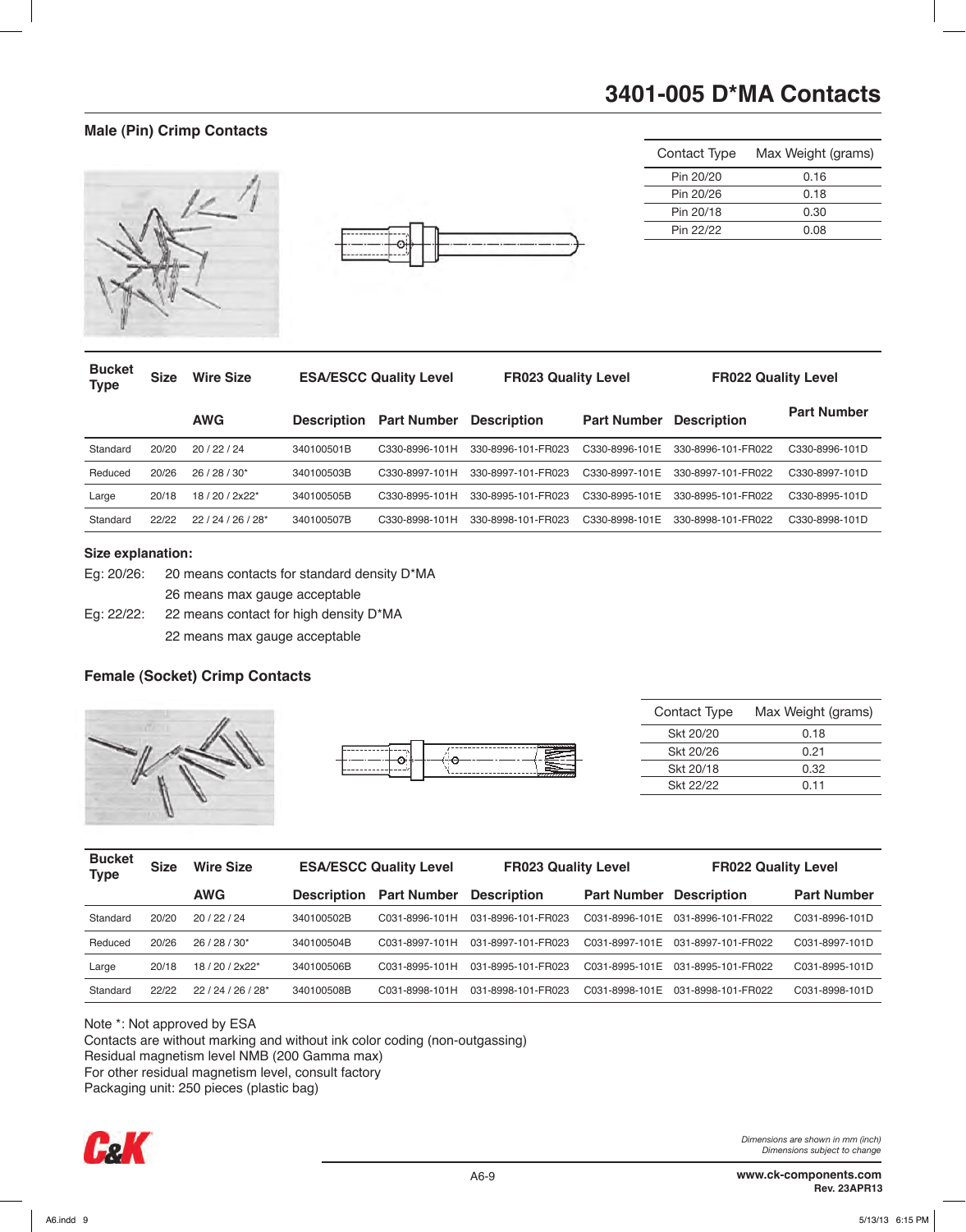# 3401-005 D*MA Contacts

## Male (Pin) Crimp Contacts

| Contact Type | Max Weight (grams) |
|---|---|
| Pin 20/20 | 0.16 |
| Pin 20/26 | 0.18 |
| Pin 20/18 | 0.30 |
| Pin 22/22 | 0.08 |

| Bucket Type | Size | Wire Size | ESA/ESCC Quality Level | | FR023 Quality Level | | FR022 Quality Level | |
|---|---|---|---|---|---|---|---|---|
| | | AWG | Description | Part Number | Description | Part Number | Description | Part Number |
| Standard | 20/20 | 20 / 22 / 24 | 340100501B | C330-8996-101H | 330-8996-101-FR023 | C330-8996-101E | 330-8996-101-FR022 | C330-8996-101D |
| Reduced | 20/26 | 26 / 28 / 30* | 340100503B | C330-8997-101H | 330-8997-101-FR023 | C330-8997-101E | 330-8997-101-FR022 | C330-8997-101D |
| Large | 20/18 | 18 / 20 / 2x22* | 340100505B | C330-8995-101H | 330-8995-101-FR023 | C330-8995-101E | 330-8995-101-FR022 | C330-8995-101D |
| Standard | 22/22 | 22 / 24 / 26 / 28* | 340100507B | C330-8998-101H | 330-8998-101-FR023 | C330-8998-101E | 330-8998-101-FR022 | C330-8998-101D |

### Size explanation:

Eg: 20/26: 20 means contacts for standard density D*MA
26 means max gauge acceptable

Eg: 22/22: 22 means contact for high density D*MA
22 means max gauge acceptable

## Female (Socket) Crimp Contacts

| Contact Type | Max Weight (grams) |
|---|---|
| Skt 20/20 | 0.18 |
| Skt 20/26 | 0.21 |
| Skt 20/18 | 0.32 |
| Skt 22/22 | 0.11 |

| Bucket Type | Size | Wire Size | ESA/ESCC Quality Level | | FR023 Quality Level | | FR022 Quality Level | |
|---|---|---|---|---|---|---|---|---|
| | | AWG | Description | Part Number | Description | Part Number | Description | Part Number |
| Standard | 20/20 | 20 / 22 / 24 | 340100502B | C031-8996-101H | 031-8996-101-FR023 | C031-8996-101E | 031-8996-101-FR022 | C031-8996-101D |
| Reduced | 20/26 | 26 / 28 / 30* | 340100504B | C031-8997-101H | 031-8997-101-FR023 | C031-8997-101E | 031-8997-101-FR022 | C031-8997-101D |
| Large | 20/18 | 18 / 20 / 2x22* | 340100506B | C031-8995-101H | 031-8995-101-FR023 | C031-8995-101E | 031-8995-101-FR022 | C031-8995-101D |
| Standard | 22/22 | 22 / 24 / 26 / 28* | 340100508B | C031-8998-101H | 031-8998-101-FR023 | C031-8998-101E | 031-8998-101-FR022 | C031-8998-101D |

Note *: Not approved by ESA
Contacts are without marking and without ink color coding (non-outgassing)
Residual magnetism level NMB (200 Gamma max)
For other residual magnetism level, consult factory
Packaging unit: 250 pieces (plastic bag)

*Dimensions are shown in mm (inch)*
*Dimensions subject to change*

www.ck-components.com
Rev. 23APR13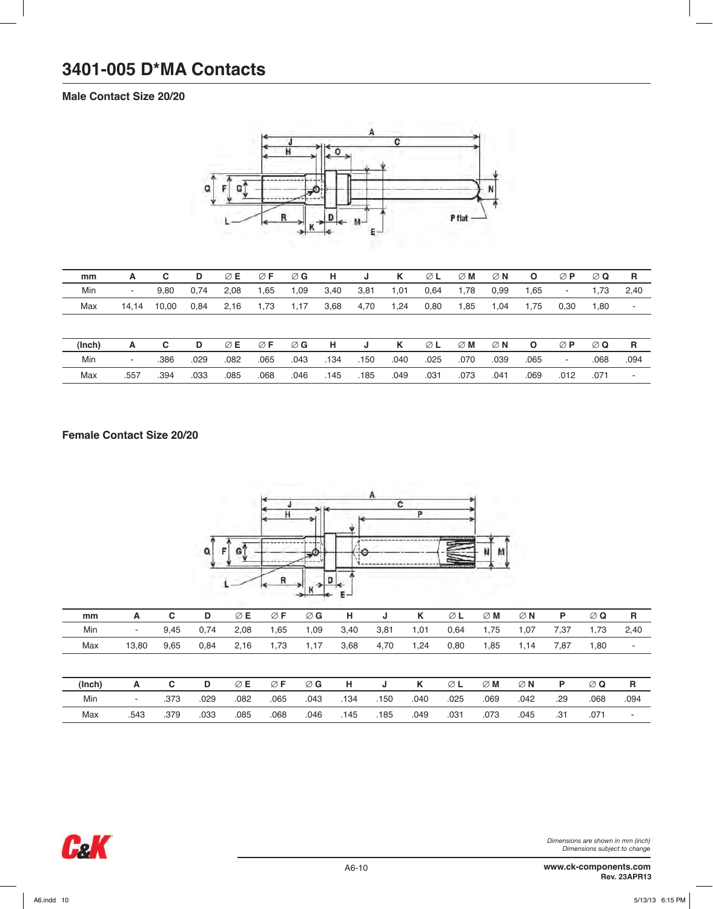# 3401-005 D*MA Contacts

## Male Contact Size 20/20

| mm | A | C | D | ∅ E | ∅ F | ∅ G | H | J | K | ∅ L | ∅ M | ∅ N | O | ∅ P | ∅ Q | R |
|---|---|---|---|---|---|---|---|---|---|---|---|---|---|---|---|---|
| Min | - | 9,80 | 0,74 | 2,08 | 1,65 | 1,09 | 3,40 | 3,81 | 1,01 | 0,64 | 1,78 | 0,99 | 1,65 | - | 1,73 | 2,40 |
| Max | 14,14 | 10,00 | 0,84 | 2,16 | 1,73 | 1,17 | 3,68 | 4,70 | 1,24 | 0,80 | 1,85 | 1,04 | 1,75 | 0,30 | 1,80 | - |

| (Inch) | A | C | D | ∅ E | ∅ F | ∅ G | H | J | K | ∅ L | ∅ M | ∅ N | O | ∅ P | ∅ Q | R |
|---|---|---|---|---|---|---|---|---|---|---|---|---|---|---|---|---|
| Min | - | .386 | .029 | .082 | .065 | .043 | .134 | .150 | .040 | .025 | .070 | .039 | .065 | - | .068 | .094 |
| Max | .557 | .394 | .033 | .085 | .068 | .046 | .145 | .185 | .049 | .031 | .073 | .041 | .069 | .012 | .071 | - |

## Female Contact Size 20/20

| mm | A | C | D | ∅ E | ∅ F | ∅ G | H | J | K | ∅ L | ∅ M | ∅ N | P | ∅ Q | R |
|---|---|---|---|---|---|---|---|---|---|---|---|---|---|---|---|
| Min | - | 9,45 | 0,74 | 2,08 | 1,65 | 1,09 | 3,40 | 3,81 | 1,01 | 0,64 | 1,75 | 1,07 | 7,37 | 1,73 | 2,40 |
| Max | 13,80 | 9,65 | 0,84 | 2,16 | 1,73 | 1,17 | 3,68 | 4,70 | 1,24 | 0,80 | 1,85 | 1,14 | 7,87 | 1,80 | - |

| (Inch) | A | C | D | ∅ E | ∅ F | ∅ G | H | J | K | ∅ L | ∅ M | ∅ N | P | ∅ Q | R |
|---|---|---|---|---|---|---|---|---|---|---|---|---|---|---|---|
| Min | - | .373 | .029 | .082 | .065 | .043 | .134 | .150 | .040 | .025 | .069 | .042 | .29 | .068 | .094 |
| Max | .543 | .379 | .033 | .085 | .068 | .046 | .145 | .185 | .049 | .031 | .073 | .045 | .31 | .071 | - |

*Dimensions are shown in mm (inch)*
*Dimensions subject to change*

www.ck-components.com
Rev. 23APR13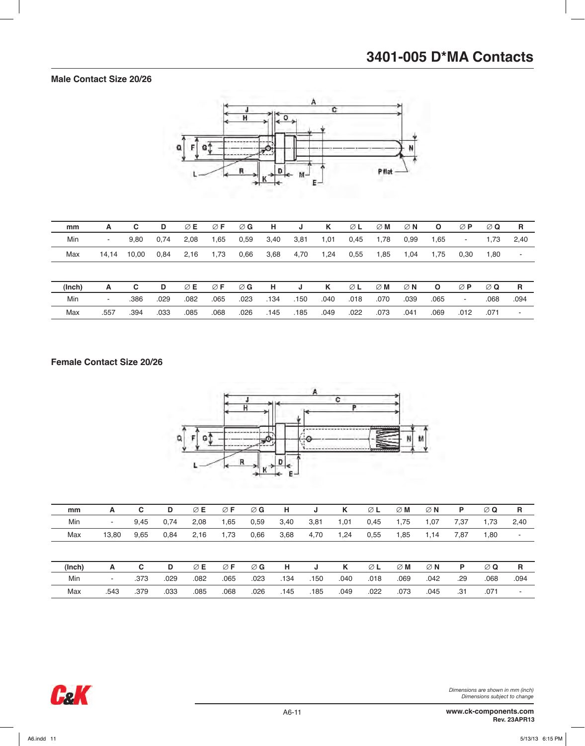# 3401-005 D*MA Contacts

## Male Contact Size 20/26

| mm | A | C | D | ∅ E | ∅ F | ∅ G | H | J | K | ∅ L | ∅ M | ∅ N | O | ∅ P | ∅ Q | R |
|---|---|---|---|---|---|---|---|---|---|---|---|---|---|---|---|---|
| Min | - | 9,80 | 0,74 | 2,08 | 1,65 | 0,59 | 3,40 | 3,81 | 1,01 | 0,45 | 1,78 | 0,99 | 1,65 | - | 1,73 | 2,40 |
| Max | 14,14 | 10,00 | 0,84 | 2,16 | 1,73 | 0,66 | 3,68 | 4,70 | 1,24 | 0,55 | 1,85 | 1,04 | 1,75 | 0,30 | 1,80 | - |

| (Inch) | A | C | D | ∅ E | ∅ F | ∅ G | H | J | K | ∅ L | ∅ M | ∅ N | O | ∅ P | ∅ Q | R |
|---|---|---|---|---|---|---|---|---|---|---|---|---|---|---|---|---|
| Min | - | .386 | .029 | .082 | .065 | .023 | .134 | .150 | .040 | .018 | .070 | .039 | .065 | - | .068 | .094 |
| Max | .557 | .394 | .033 | .085 | .068 | .026 | .145 | .185 | .049 | .022 | .073 | .041 | .069 | .012 | .071 | - |

## Female Contact Size 20/26

| mm | A | C | D | ∅ E | ∅ F | ∅ G | H | J | K | ∅ L | ∅ M | ∅ N | P | ∅ Q | R |
|---|---|---|---|---|---|---|---|---|---|---|---|---|---|---|---|
| Min | - | 9,45 | 0,74 | 2,08 | 1,65 | 0,59 | 3,40 | 3,81 | 1,01 | 0,45 | 1,75 | 1,07 | 7,37 | 1,73 | 2,40 |
| Max | 13,80 | 9,65 | 0,84 | 2,16 | 1,73 | 0,66 | 3,68 | 4,70 | 1,24 | 0,55 | 1,85 | 1,14 | 7,87 | 1,80 | - |

| (Inch) | A | C | D | ∅ E | ∅ F | ∅ G | H | J | K | ∅ L | ∅ M | ∅ N | P | ∅ Q | R |
|---|---|---|---|---|---|---|---|---|---|---|---|---|---|---|---|
| Min | - | .373 | .029 | .082 | .065 | .023 | .134 | .150 | .040 | .018 | .069 | .042 | .29 | .068 | .094 |
| Max | .543 | .379 | .033 | .085 | .068 | .026 | .145 | .185 | .049 | .022 | .073 | .045 | .31 | .071 | - |

*Dimensions are shown in mm (inch)*
*Dimensions subject to change*

**www.ck-components.com**
**Rev. 23APR13**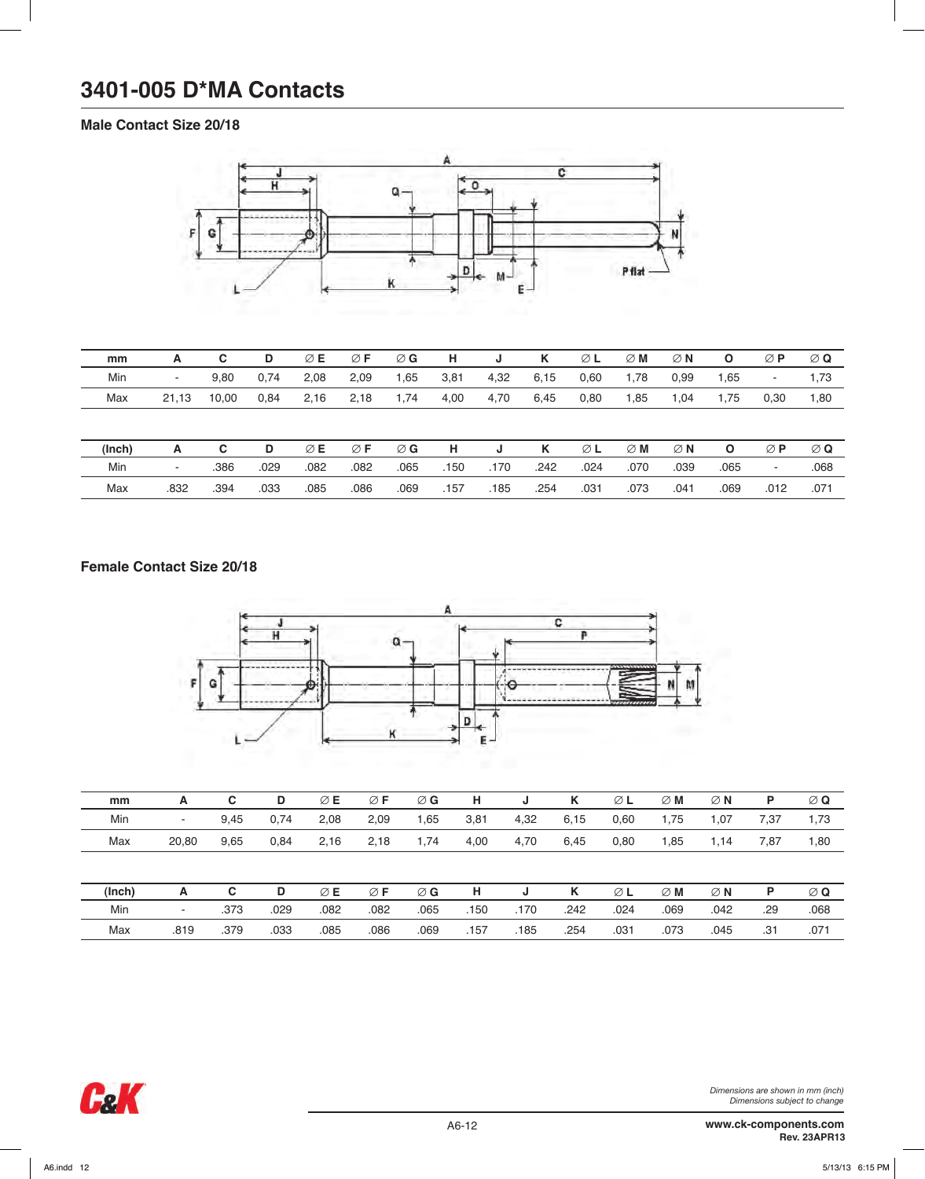# 3401-005 D*MA Contacts

## Male Contact Size 20/18

| mm | A | C | D | ∅ E | ∅ F | ∅ G | H | J | K | ∅ L | ∅ M | ∅ N | O | ∅ P | ∅ Q |
|---|---|---|---|---|---|---|---|---|---|---|---|---|---|---|---|
| Min | - | 9,80 | 0,74 | 2,08 | 2,09 | 1,65 | 3,81 | 4,32 | 6,15 | 0,60 | 1,78 | 0,99 | 1,65 | - | 1,73 |
| Max | 21,13 | 10,00 | 0,84 | 2,16 | 2,18 | 1,74 | 4,00 | 4,70 | 6,45 | 0,80 | 1,85 | 1,04 | 1,75 | 0,30 | 1,80 |

| (Inch) | A | C | D | ∅ E | ∅ F | ∅ G | H | J | K | ∅ L | ∅ M | ∅ N | O | ∅ P | ∅ Q |
|---|---|---|---|---|---|---|---|---|---|---|---|---|---|---|---|
| Min | - | .386 | .029 | .082 | .082 | .065 | .150 | .170 | .242 | .024 | .070 | .039 | .065 | - | .068 |
| Max | .832 | .394 | .033 | .085 | .086 | .069 | .157 | .185 | .254 | .031 | .073 | .041 | .069 | .012 | .071 |

## Female Contact Size 20/18

| mm | A | C | D | ∅ E | ∅ F | ∅ G | H | J | K | ∅ L | ∅ M | ∅ N | P | ∅ Q |
|---|---|---|---|---|---|---|---|---|---|---|---|---|---|---|
| Min | - | 9,45 | 0,74 | 2,08 | 2,09 | 1,65 | 3,81 | 4,32 | 6,15 | 0,60 | 1,75 | 1,07 | 7,37 | 1,73 |
| Max | 20,80 | 9,65 | 0,84 | 2,16 | 2,18 | 1,74 | 4,00 | 4,70 | 6,45 | 0,80 | 1,85 | 1,14 | 7,87 | 1,80 |

| (Inch) | A | C | D | ∅ E | ∅ F | ∅ G | H | J | K | ∅ L | ∅ M | ∅ N | P | ∅ Q |
|---|---|---|---|---|---|---|---|---|---|---|---|---|---|---|
| Min | - | .373 | .029 | .082 | .082 | .065 | .150 | .170 | .242 | .024 | .069 | .042 | .29 | .068 |
| Max | .819 | .379 | .033 | .085 | .086 | .069 | .157 | .185 | .254 | .031 | .073 | .045 | .31 | .071 |

*Dimensions are shown in mm (inch)*
*Dimensions subject to change*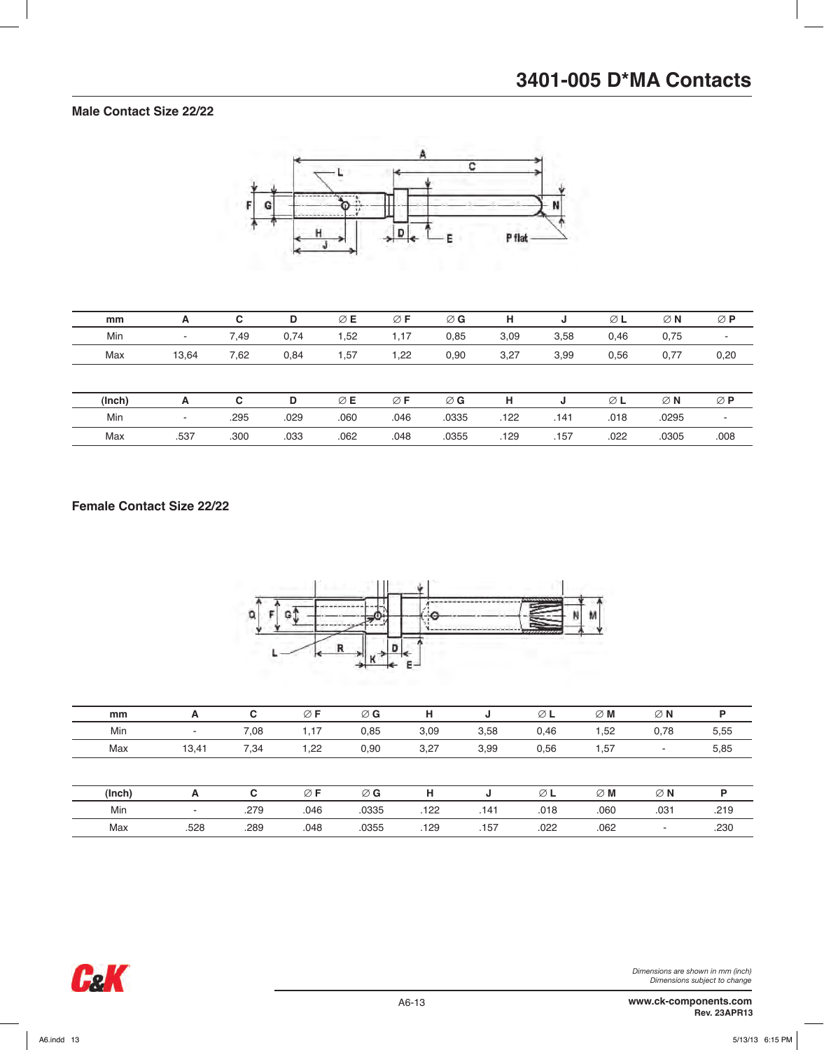# 3401-005 D*MA Contacts

## Male Contact Size 22/22

| mm | A | C | D | ∅ E | ∅ F | ∅ G | H | J | ∅ L | ∅ N | ∅ P |
|---|---|---|---|---|---|---|---|---|---|---|---|
| Min | - | 7,49 | 0,74 | 1,52 | 1,17 | 0,85 | 3,09 | 3,58 | 0,46 | 0,75 | - |
| Max | 13,64 | 7,62 | 0,84 | 1,57 | 1,22 | 0,90 | 3,27 | 3,99 | 0,56 | 0,77 | 0,20 |

| (Inch) | A | C | D | ∅ E | ∅ F | ∅ G | H | J | ∅ L | ∅ N | ∅ P |
|---|---|---|---|---|---|---|---|---|---|---|---|
| Min | - | .295 | .029 | .060 | .046 | .0335 | .122 | .141 | .018 | .0295 | - |
| Max | .537 | .300 | .033 | .062 | .048 | .0355 | .129 | .157 | .022 | .0305 | .008 |

## Female Contact Size 22/22

| mm | A | C | ∅ F | ∅ G | H | J | ∅ L | ∅ M | ∅ N | P |
|---|---|---|---|---|---|---|---|---|---|---|
| Min | - | 7,08 | 1,17 | 0,85 | 3,09 | 3,58 | 0,46 | 1,52 | 0,78 | 5,55 |
| Max | 13,41 | 7,34 | 1,22 | 0,90 | 3,27 | 3,99 | 0,56 | 1,57 | - | 5,85 |

| (Inch) | A | C | ∅ F | ∅ G | H | J | ∅ L | ∅ M | ∅ N | P |
|---|---|---|---|---|---|---|---|---|---|---|
| Min | - | .279 | .046 | .0335 | .122 | .141 | .018 | .060 | .031 | .219 |
| Max | .528 | .289 | .048 | .0355 | .129 | .157 | .022 | .062 | - | .230 |

*Dimensions are shown in mm (inch)*
*Dimensions subject to change*

www.ck-components.com
Rev. 23APR13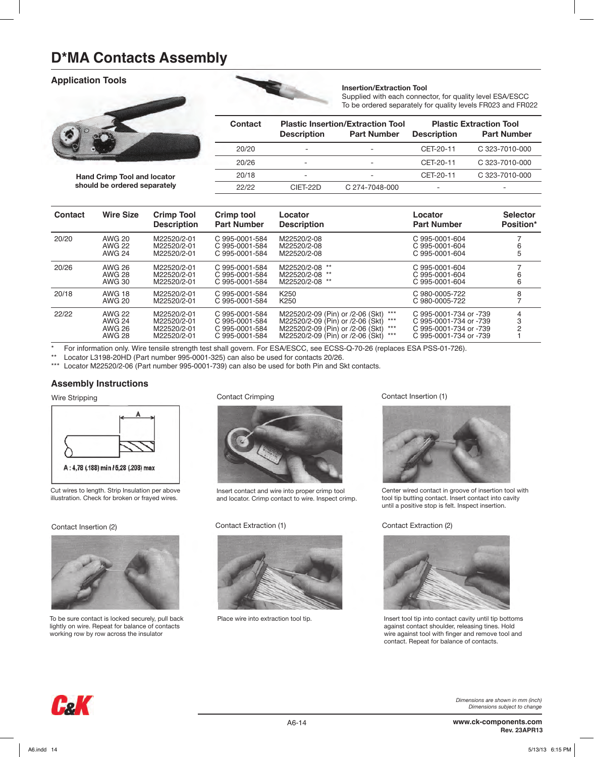# D*MA Contacts Assembly

## Application Tools

Hand Crimp Tool and locator should be ordered separately

**Insertion/Extraction Tool**
Supplied with each connector, for quality level ESA/ESCC
To be ordered separately for quality levels FR023 and FR022

| Contact | Plastic Insertion/Extraction Tool | | Plastic Extraction Tool | |
|---|---|---|---|---|
| | Description | Part Number | Description | Part Number |
| 20/20 | - | - | CET-20-11 | C 323-7010-000 |
| 20/26 | - | - | CET-20-11 | C 323-7010-000 |
| 20/18 | - | - | CET-20-11 | C 323-7010-000 |
| 22/22 | CIET-22D | C 274-7048-000 | - | - |

| Contact | Wire Size | Crimp Tool Description | Crimp tool Part Number | Locator Description | Locator Part Number | Selector Position* |
|---|---|---|---|---|---|---|
| 20/20 | AWG 20 | M22520/2-01 | C 995-0001-584 | M22520/2-08 | C 995-0001-604 | 7 |
| | AWG 22 | M22520/2-01 | C 995-0001-584 | M22520/2-08 | C 995-0001-604 | 6 |
| | AWG 24 | M22520/2-01 | C 995-0001-584 | M22520/2-08 | C 995-0001-604 | 5 |
| 20/26 | AWG 26 | M22520/2-01 | C 995-0001-584 | M22520/2-08 ** | C 995-0001-604 | 7 |
| | AWG 28 | M22520/2-01 | C 995-0001-584 | M22520/2-08 ** | C 995-0001-604 | 6 |
| | AWG 30 | M22520/2-01 | C 995-0001-584 | M22520/2-08 ** | C 995-0001-604 | 6 |
| 20/18 | AWG 18 | M22520/2-01 | C 995-0001-584 | K250 | C 980-0005-722 | 8 |
| | AWG 20 | M22520/2-01 | C 995-0001-584 | K250 | C 980-0005-722 | 7 |
| 22/22 | AWG 22 | M22520/2-01 | C 995-0001-584 | M22520/2-09 (Pin) or /2-06 (Skt) *** | C 995-0001-734 or -739 | 4 |
| | AWG 24 | M22520/2-01 | C 995-0001-584 | M22520/2-09 (Pin) or /2-06 (Skt) *** | C 995-0001-734 or -739 | 3 |
| | AWG 26 | M22520/2-01 | C 995-0001-584 | M22520/2-09 (Pin) or /2-06 (Skt) *** | C 995-0001-734 or -739 | 2 |
| | AWG 28 | M22520/2-01 | C 995-0001-584 | M22520/2-09 (Pin) or /2-06 (Skt) *** | C 995-0001-734 or -739 | 1 |

\* For information only. Wire tensile strength test shall govern. For ESA/ESCC, see ECSS-Q-70-26 (replaces ESA PSS-01-726).
** Locator L3198-20HD (Part number 995-0001-325) can also be used for contacts 20/26.
*** Locator M22520/2-06 (Part number 995-0001-739) can also be used for both Pin and Skt contacts.

## Assembly Instructions

**Wire Stripping**

A : 4,78 (.188) min / 5,28 (.208) max

Cut wires to length. Strip Insulation per above illustration. Check for broken or frayed wires.

**Contact Crimping**

Insert contact and wire into proper crimp tool and locator. Crimp contact to wire. Inspect crimp.

**Contact Insertion (1)**

Center wired contact in groove of insertion tool with tool tip butting contact. Insert contact into cavity until a positive stop is felt. Inspect insertion.

**Contact Insertion (2)**

To be sure contact is locked securely, pull back lightly on wire. Repeat for balance of contacts working row by row across the insulator

**Contact Extraction (1)**

Place wire into extraction tool tip.

**Contact Extraction (2)**

Insert tool tip into contact cavity until tip bottoms against contact shoulder, releasing tines. Hold wire against tool with finger and remove tool and contact. Repeat for balance of contacts.

*Dimensions are shown in mm (inch)*
*Dimensions subject to change*

www.ck-components.com
Rev. 23APR13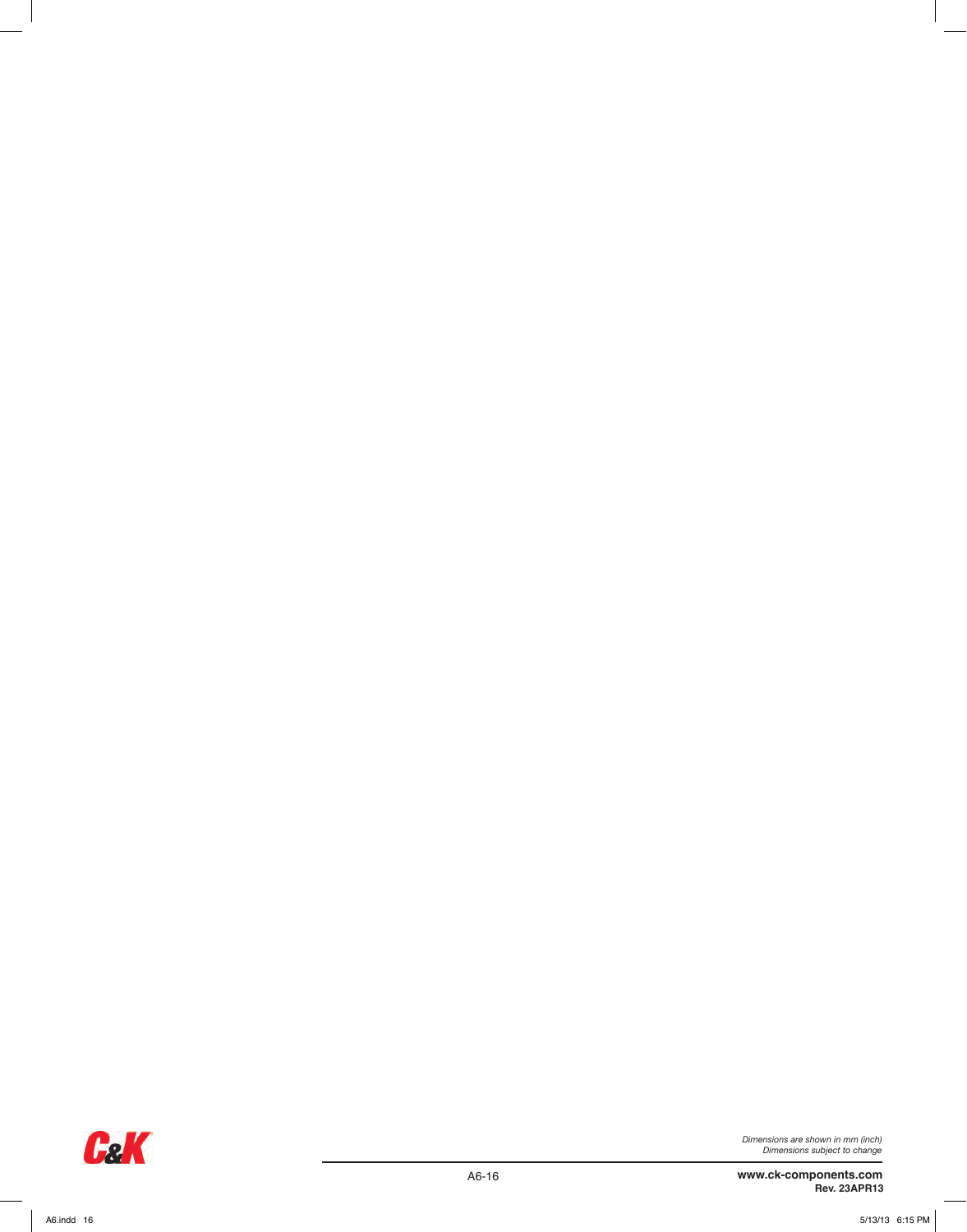*Dimensions are shown in mm (inch)*
*Dimensions subject to change*

**www.ck-components.com**
**Rev. 23APR13**